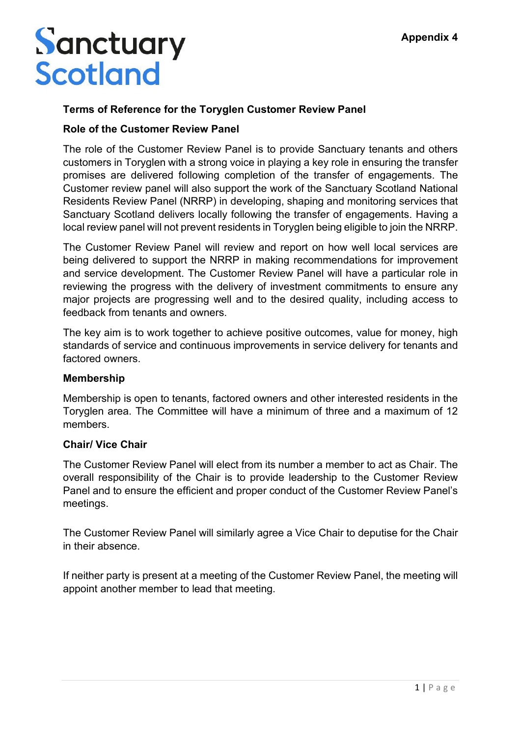Sanctuary Scotland

**Appendix 4**

**Terms of Reference for the Toryglen Customer Review Panel**

**Role of the Customer Review Panel**

The role of the Customer Review Panel is to provide Sanctuary tenants and others customers in Toryglen with a strong voice in playing a key role in ensuring the transfer promises are delivered following completion of the transfer of engagements. The Customer review panel will also support the work of the Sanctuary Scotland National Residents Review Panel (NRRP) in developing, shaping and monitoring services that Sanctuary Scotland delivers locally following the transfer of engagements. Having a local review panel will not prevent residents in Toryglen being eligible to join the NRRP.

The Customer Review Panel will review and report on how well local services are being delivered to support the NRRP in making recommendations for improvement and service development. The Customer Review Panel will have a particular role in reviewing the progress with the delivery of investment commitments to ensure any major projects are progressing well and to the desired quality, including access to feedback from tenants and owners.

The key aim is to work together to achieve positive outcomes, value for money, high standards of service and continuous improvements in service delivery for tenants and factored owners.

**Membership**

Membership is open to tenants, factored owners and other interested residents in the Toryglen area. The Committee will have a minimum of three and a maximum of 12 members.

**Chair/ Vice Chair**

The Customer Review Panel will elect from its number a member to act as Chair. The overall responsibility of the Chair is to provide leadership to the Customer Review Panel and to ensure the efficient and proper conduct of the Customer Review Panel's meetings.

The Customer Review Panel will similarly agree a Vice Chair to deputise for the Chair in their absence.

If neither party is present at a meeting of the Customer Review Panel, the meeting will appoint another member to lead that meeting.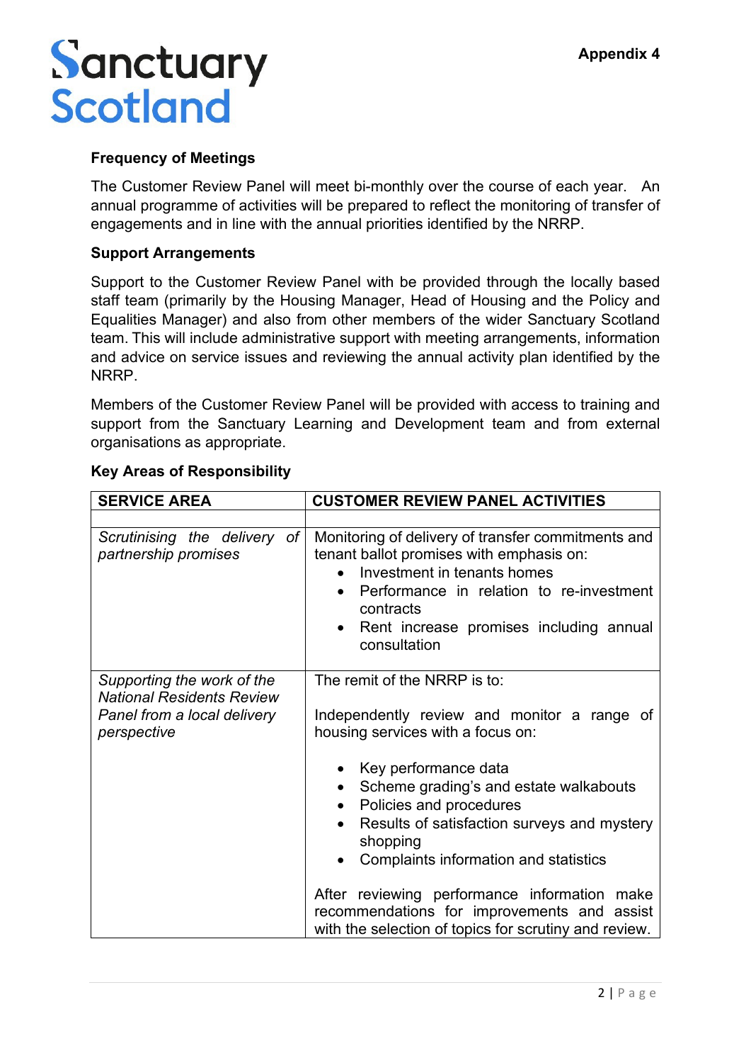Sanctuary Scotland

**Appendix 4**

**Frequency of Meetings**

The Customer Review Panel will meet bi-monthly over the course of each year. An annual programme of activities will be prepared to reflect the monitoring of transfer of engagements and in line with the annual priorities identified by the NRRP.

**Support Arrangements**

Support to the Customer Review Panel with be provided through the locally based staff team (primarily by the Housing Manager, Head of Housing and the Policy and Equalities Manager) and also from other members of the wider Sanctuary Scotland team. This will include administrative support with meeting arrangements, information and advice on service issues and reviewing the annual activity plan identified by the NRRP.

Members of the Customer Review Panel will be provided with access to training and support from the Sanctuary Learning and Development team and from external organisations as appropriate.

**Key Areas of Responsibility**

| **SERVICE AREA** | **CUSTOMER REVIEW PANEL ACTIVITIES** |
|---|---|
| | |
| *Scrutinising the delivery of partnership promises* | Monitoring of delivery of transfer commitments and tenant ballot promises with emphasis on:<br>• Investment in tenants homes<br>• Performance in relation to re-investment contracts<br>• Rent increase promises including annual consultation |
| *Supporting the work of the National Residents Review Panel from a local delivery perspective* | The remit of the NRRP is to:<br><br>Independently review and monitor a range of housing services with a focus on:<br><br>• Key performance data<br>• Scheme grading's and estate walkabouts<br>• Policies and procedures<br>• Results of satisfaction surveys and mystery shopping<br>• Complaints information and statistics<br><br>After reviewing performance information make recommendations for improvements and assist with the selection of topics for scrutiny and review. |